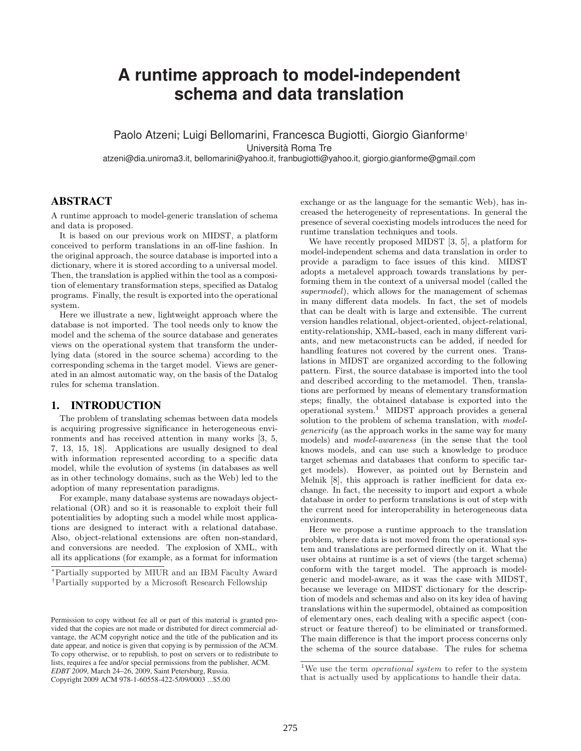# A runtime approach to model-independent schema and data translation

Paolo Atzeni*, Luigi Bellomarini, Francesca Bugiotti, Giorgio Gianforme†

Università Roma Tre

atzeni@dia.uniroma3.it, bellomarini@yahoo.it, franbugiotti@yahoo.it, giorgio.gianforme@gmail.com

## ABSTRACT

A runtime approach to model-generic translation of schema and data is proposed.

It is based on our previous work on MIDST, a platform conceived to perform translations in an off-line fashion. In the original approach, the source database is imported into a dictionary, where it is stored according to a universal model. Then, the translation is applied within the tool as a composition of elementary transformation steps, specified as Datalog programs. Finally, the result is exported into the operational system.

Here we illustrate a new, lightweight approach where the database is not imported. The tool needs only to know the model and the schema of the source database and generates views on the operational system that transform the underlying data (stored in the source schema) according to the corresponding schema in the target model. Views are generated in an almost automatic way, on the basis of the Datalog rules for schema translation.

## 1. INTRODUCTION

The problem of translating schemas between data models is acquiring progressive significance in heterogeneous environments and has received attention in many works [3, 5, 7, 13, 15, 18]. Applications are usually designed to deal with information represented according to a specific data model, while the evolution of systems (in databases as well as in other technology domains, such as the Web) led to the adoption of many representation paradigms.

For example, many database systems are nowadays object-relational (OR) and so it is reasonable to exploit their full potentialities by adopting such a model while most applications are designed to interact with a relational database. Also, object-relational extensions are often non-standard, and conversions are needed. The explosion of XML, with all its applications (for example, as a format for information exchange or as the language for the semantic Web), has increased the heterogeneity of representations. In general the presence of several coexisting models introduces the need for runtime translation techniques and tools.

We have recently proposed MIDST [3, 5], a platform for model-independent schema and data translation in order to provide a paradigm to face issues of this kind. MIDST adopts a metalevel approach towards translations by performing them in the context of a universal model (called the *supermodel*), which allows for the management of schemas in many different data models. In fact, the set of models that can be dealt with is large and extensible. The current version handles relational, object-oriented, object-relational, entity-relationship, XML-based, each in many different variants, and new metaconstructs can be added, if needed for handling features not covered by the current ones. Translations in MIDST are organized according to the following pattern. First, the source database is imported into the tool and described according to the metamodel. Then, translations are performed by means of elementary transformation steps; finally, the obtained database is exported into the operational system.[1] MIDST approach provides a general solution to the problem of schema translation, with *model-genericity* (as the approach works in the same way for many models) and *model-awareness* (in the sense that the tool knows models, and can use such a knowledge to produce target schemas and databases that conform to specific target models). However, as pointed out by Bernstein and Melnik [8], this approach is rather inefficient for data exchange. In fact, the necessity to import and export a whole database in order to perform translations is out of step with the current need for interoperability in heterogeneous data environments.

Here we propose a runtime approach to the translation problem, where data is not moved from the operational system and translations are performed directly on it. What the user obtains at runtime is a set of views (the target schema) conform with the target model. The approach is model-generic and model-aware, as it was the case with MIDST, because we leverage on MIDST dictionary for the description of models and schemas and also on its key idea of having translations within the supermodel, obtained as composition of elementary ones, each dealing with a specific aspect (construct or feature thereof) to be eliminated or transformed. The main difference is that the import process concerns only the schema of the source database. The rules for schema

*Partially supported by MIUR and an IBM Faculty Award

†Partially supported by a Microsoft Research Fellowship

Permission to copy without fee all or part of this material is granted provided that the copies are not made or distributed for direct commercial advantage, the ACM copyright notice and the title of the publication and its date appear, and notice is given that copying is by permission of the ACM. To copy otherwise, or to republish, to post on servers or to redistribute to lists, requires a fee and/or special permissions from the publisher, ACM. *EDBT 2009*, March 24–26, 2009, Saint Petersburg, Russia.
Copyright 2009 ACM 978-1-60558-422-5/09/0003 ...$5.00

[1]We use the term *operational system* to refer to the system that is actually used by applications to handle their data.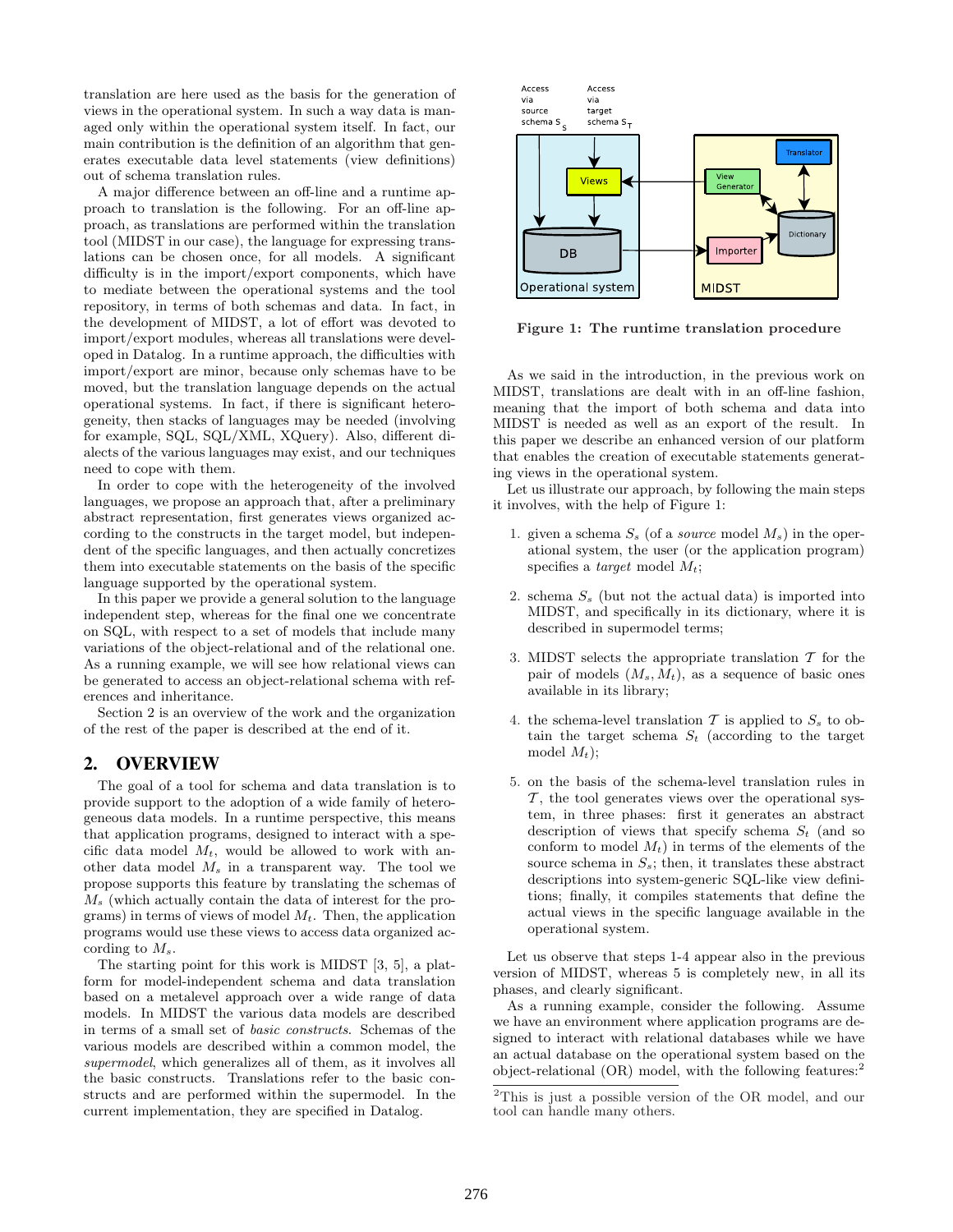translation are here used as the basis for the generation of views in the operational system. In such a way data is managed only within the operational system itself. In fact, our main contribution is the definition of an algorithm that generates executable data level statements (view definitions) out of schema translation rules.

A major difference between an off-line and a runtime approach to translation is the following. For an off-line approach, as translations are performed within the translation tool (MIDST in our case), the language for expressing translations can be chosen once, for all models. A significant difficulty is in the import/export components, which have to mediate between the operational systems and the tool repository, in terms of both schemas and data. In fact, in the development of MIDST, a lot of effort was devoted to import/export modules, whereas all translations were developed in Datalog. In a runtime approach, the difficulties with import/export are minor, because only schemas have to be moved, but the translation language depends on the actual operational systems. In fact, if there is significant heterogeneity, then stacks of languages may be needed (involving for example, SQL, SQL/XML, XQuery). Also, different dialects of the various languages may exist, and our techniques need to cope with them.

In order to cope with the heterogeneity of the involved languages, we propose an approach that, after a preliminary abstract representation, first generates views organized according to the constructs in the target model, but independent of the specific languages, and then actually concretizes them into executable statements on the basis of the specific language supported by the operational system.

In this paper we provide a general solution to the language independent step, whereas for the final one we concentrate on SQL, with respect to a set of models that include many variations of the object-relational and of the relational one. As a running example, we will see how relational views can be generated to access an object-relational schema with references and inheritance.

Section 2 is an overview of the work and the organization of the rest of the paper is described at the end of it.

## 2. OVERVIEW

The goal of a tool for schema and data translation is to provide support to the adoption of a wide family of heterogeneous data models. In a runtime perspective, this means that application programs, designed to interact with a specific data model $M_t$, would be allowed to work with another data model $M_s$ in a transparent way. The tool we propose supports this feature by translating the schemas of $M_s$ (which actually contain the data of interest for the programs) in terms of views of model $M_t$. Then, the application programs would use these views to access data organized according to $M_s$.

The starting point for this work is MIDST [3, 5], a platform for model-independent schema and data translation based on a metalevel approach over a wide range of data models. In MIDST the various data models are described in terms of a small set of *basic constructs*. Schemas of the various models are described within a common model, the *supermodel*, which generalizes all of them, as it involves all the basic constructs. Translations refer to the basic constructs and are performed within the supermodel. In the current implementation, they are specified in Datalog.

**Figure 1: The runtime translation procedure**

As we said in the introduction, in the previous work on MIDST, translations are dealt with in an off-line fashion, meaning that the import of both schema and data into MIDST is needed as well as an export of the result. In this paper we describe an enhanced version of our platform that enables the creation of executable statements generating views in the operational system.

Let us illustrate our approach, by following the main steps it involves, with the help of Figure 1:

1. given a schema $S_s$ (of a *source* model $M_s$) in the operational system, the user (or the application program) specifies a *target* model $M_t$;
2. schema $S_s$ (but not the actual data) is imported into MIDST, and specifically in its dictionary, where it is described in supermodel terms;
3. MIDST selects the appropriate translation $\mathcal{T}$ for the pair of models $(M_s, M_t)$, as a sequence of basic ones available in its library;
4. the schema-level translation $\mathcal{T}$ is applied to $S_s$ to obtain the target schema $S_t$ (according to the target model $M_t$);
5. on the basis of the schema-level translation rules in $\mathcal{T}$, the tool generates views over the operational system, in three phases: first it generates an abstract description of views that specify schema $S_t$ (and so conform to model $M_t$) in terms of the elements of the source schema in $S_s$; then, it translates these abstract descriptions into system-generic SQL-like view definitions; finally, it compiles statements that define the actual views in the specific language available in the operational system.

Let us observe that steps 1-4 appear also in the previous version of MIDST, whereas 5 is completely new, in all its phases, and clearly significant.

As a running example, consider the following. Assume we have an environment where application programs are designed to interact with relational databases while we have an actual database on the operational system based on the object-relational (OR) model, with the following features:[2]

[2]This is just a possible version of the OR model, and our tool can handle many others.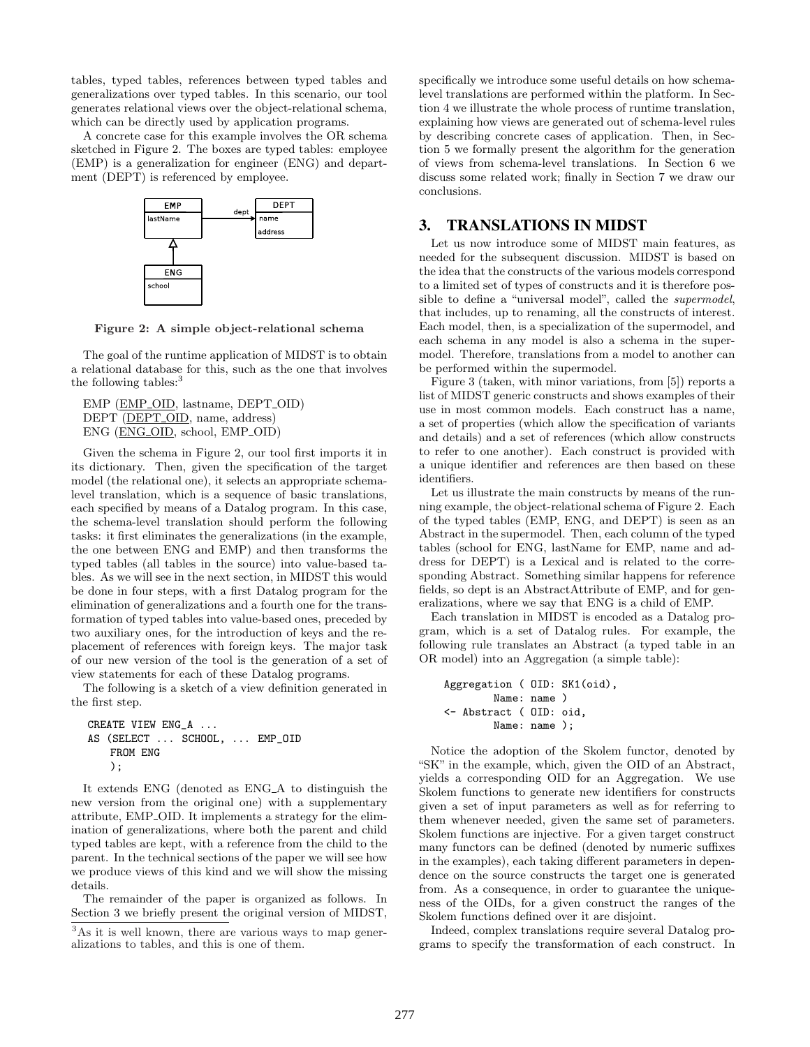tables, typed tables, references between typed tables and generalizations over typed tables. In this scenario, our tool generates relational views over the object-relational schema, which can be directly used by application programs.

A concrete case for this example involves the OR schema sketched in Figure 2. The boxes are typed tables: employee (EMP) is a generalization for engineer (ENG) and department (DEPT) is referenced by employee.

**Figure 2: A simple object-relational schema**

The goal of the runtime application of MIDST is to obtain a relational database for this, such as the one that involves the following tables:[3]

EMP (EMP_OID, lastname, DEPT_OID)
DEPT (DEPT_OID, name, address)
ENG (ENG_OID, school, EMP_OID)

Given the schema in Figure 2, our tool first imports it in its dictionary. Then, given the specification of the target model (the relational one), it selects an appropriate schema-level translation, which is a sequence of basic translations, each specified by means of a Datalog program. In this case, the schema-level translation should perform the following tasks: it first eliminates the generalizations (in the example, the one between ENG and EMP) and then transforms the typed tables (all tables in the source) into value-based tables. As we will see in the next section, in MIDST this would be done in four steps, with a first Datalog program for the elimination of generalizations and a fourth one for the transformation of typed tables into value-based ones, preceded by two auxiliary ones, for the introduction of keys and the replacement of references with foreign keys. The major task of our new version of the tool is the generation of a set of view statements for each of these Datalog programs.

The following is a sketch of a view definition generated in the first step.

```
CREATE VIEW ENG_A ...
AS (SELECT ... SCHOOL, ... EMP_OID
    FROM ENG
    );
```

It extends ENG (denoted as ENG_A to distinguish the new version from the original one) with a supplementary attribute, EMP_OID. It implements a strategy for the elimination of generalizations, where both the parent and child typed tables are kept, with a reference from the child to the parent. In the technical sections of the paper we will see how we produce views of this kind and we will show the missing details.

The remainder of the paper is organized as follows. In Section 3 we briefly present the original version of MIDST, specifically we introduce some useful details on how schema-level translations are performed within the platform. In Section 4 we illustrate the whole process of runtime translation, explaining how views are generated out of schema-level rules by describing concrete cases of application. Then, in Section 5 we formally present the algorithm for the generation of views from schema-level translations. In Section 6 we discuss some related work; finally in Section 7 we draw our conclusions.

[3] As it is well known, there are various ways to map generalizations to tables, and this is one of them.

## 3. TRANSLATIONS IN MIDST

Let us now introduce some of MIDST main features, as needed for the subsequent discussion. MIDST is based on the idea that the constructs of the various models correspond to a limited set of types of constructs and it is therefore possible to define a "universal model", called the *supermodel*, that includes, up to renaming, all the constructs of interest. Each model, then, is a specialization of the supermodel, and each schema in any model is also a schema in the supermodel. Therefore, translations from a model to another can be performed within the supermodel.

Figure 3 (taken, with minor variations, from [5]) reports a list of MIDST generic constructs and shows examples of their use in most common models. Each construct has a name, a set of properties (which allow the specification of variants and details) and a set of references (which allow constructs to refer to one another). Each construct is provided with a unique identifier and references are then based on these identifiers.

Let us illustrate the main constructs by means of the running example, the object-relational schema of Figure 2. Each of the typed tables (EMP, ENG, and DEPT) is seen as an Abstract in the supermodel. Then, each column of the typed tables (school for ENG, lastName for EMP, name and address for DEPT) is a Lexical and is related to the corresponding Abstract. Something similar happens for reference fields, so dept is an AbstractAttribute of EMP, and for generalizations, where we say that ENG is a child of EMP.

Each translation in MIDST is encoded as a Datalog program, which is a set of Datalog rules. For example, the following rule translates an Abstract (a typed table in an OR model) into an Aggregation (a simple table):

```
Aggregation ( OID: SK1(oid),
        Name: name )
<- Abstract ( OID: oid,
        Name: name );
```

Notice the adoption of the Skolem functor, denoted by "SK" in the example, which, given the OID of an Abstract, yields a corresponding OID for an Aggregation. We use Skolem functions to generate new identifiers for constructs given a set of input parameters as well as for referring to them whenever needed, given the same set of parameters. Skolem functions are injective. For a given target construct many functors can be defined (denoted by numeric suffixes in the examples), each taking different parameters in dependence on the source constructs the target one is generated from. As a consequence, in order to guarantee the uniqueness of the OIDs, for a given construct the ranges of the Skolem functions defined over it are disjoint.

Indeed, complex translations require several Datalog programs to specify the transformation of each construct. In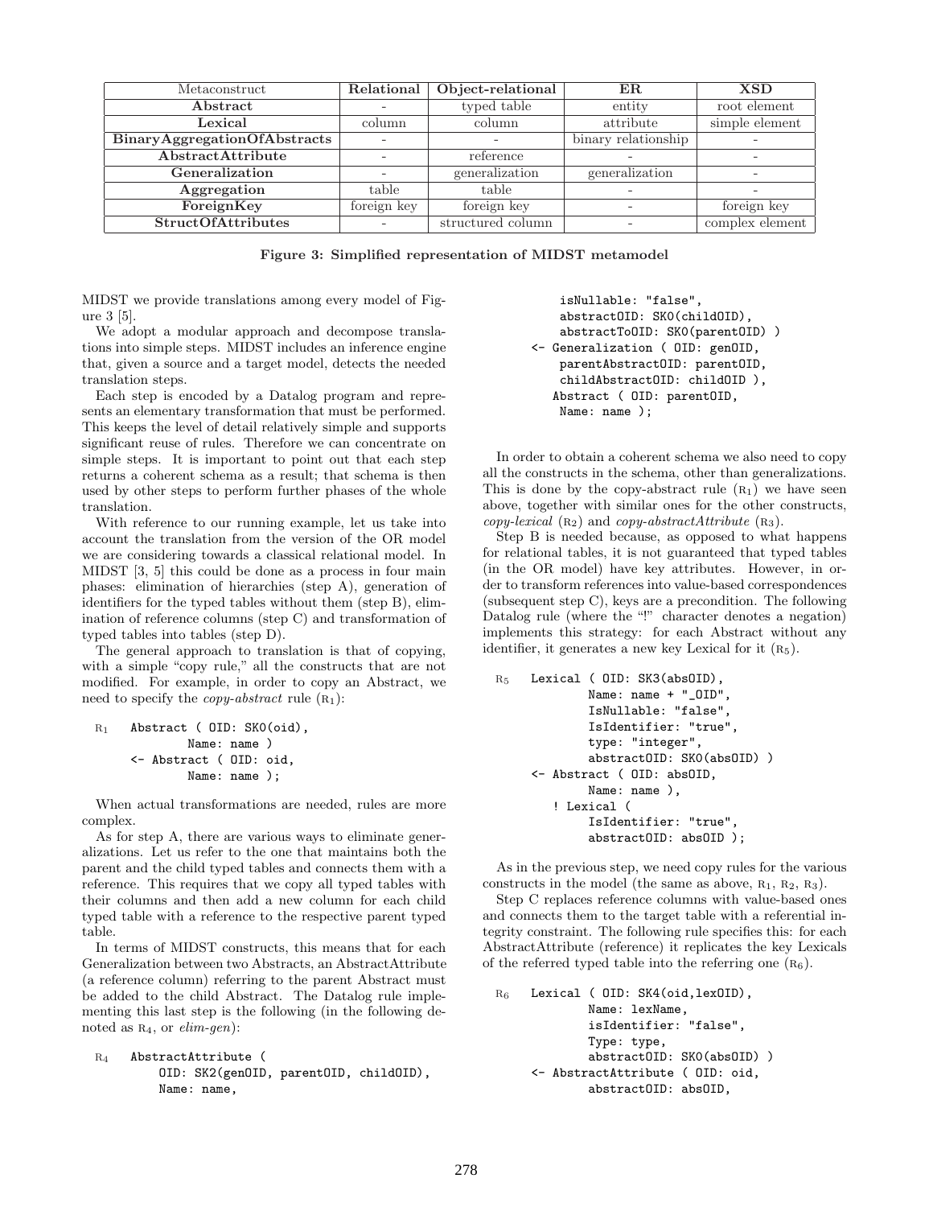| Metaconstruct | Relational | Object-relational | ER | XSD |
|---|---|---|---|---|
| **Abstract** | - | typed table | entity | root element |
| **Lexical** | column | column | attribute | simple element |
| **BinaryAggregationOfAbstracts** | - | - | binary relationship | - |
| **AbstractAttribute** | - | reference | - | - |
| **Generalization** | - | generalization | generalization | - |
| **Aggregation** | table | table | - | - |
| **ForeignKey** | foreign key | foreign key | - | foreign key |
| **StructOfAttributes** | - | structured column | - | complex element |

**Figure 3: Simplified representation of MIDST metamodel**

MIDST we provide translations among every model of Figure 3 [5].

We adopt a modular approach and decompose translations into simple steps. MIDST includes an inference engine that, given a source and a target model, detects the needed translation steps.

Each step is encoded by a Datalog program and represents an elementary transformation that must be performed. This keeps the level of detail relatively simple and supports significant reuse of rules. Therefore we can concentrate on simple steps. It is important to point out that each step returns a coherent schema as a result; that schema is then used by other steps to perform further phases of the whole translation.

With reference to our running example, let us take into account the translation from the version of the OR model we are considering towards a classical relational model. In MIDST [3, 5] this could be done as a process in four main phases: elimination of hierarchies (step A), generation of identifiers for the typed tables without them (step B), elimination of reference columns (step C) and transformation of typed tables into tables (step D).

The general approach to translation is that of copying, with a simple "copy rule," all the constructs that are not modified. For example, in order to copy an Abstract, we need to specify the *copy-abstract* rule ($R_1$):

```
R1   Abstract ( OID: SK0(oid),
            Name: name )
     <- Abstract ( OID: oid,
            Name: name );
```

When actual transformations are needed, rules are more complex.

As for step A, there are various ways to eliminate generalizations. Let us refer to the one that maintains both the parent and the child typed tables and connects them with a reference. This requires that we copy all typed tables with their columns and then add a new column for each child typed table with a reference to the respective parent typed table.

In terms of MIDST constructs, this means that for each Generalization between two Abstracts, an AbstractAttribute (a reference column) referring to the parent Abstract must be added to the child Abstract. The Datalog rule implementing this last step is the following (in the following denoted as $R_4$, or *elim-gen*):

```
R4   AbstractAttribute (
         OID: SK2(genOID, parentOID, childOID),
         Name: name,
         isNullable: "false",
         abstractOID: SK0(childOID),
         abstractToOID: SK0(parentOID) )
     <- Generalization ( OID: genOID,
         parentAbstractOID: parentOID,
         childAbstractOID: childOID ),
        Abstract ( OID: parentOID,
         Name: name );
```

In order to obtain a coherent schema we also need to copy all the constructs in the schema, other than generalizations. This is done by the copy-abstract rule ($R_1$) we have seen above, together with similar ones for the other constructs, *copy-lexical* ($R_2$) and *copy-abstractAttribute* ($R_3$).

Step B is needed because, as opposed to what happens for relational tables, it is not guaranteed that typed tables (in the OR model) have key attributes. However, in order to transform references into value-based correspondences (subsequent step C), keys are a precondition. The following Datalog rule (where the "!" character denotes a negation) implements this strategy: for each Abstract without any identifier, it generates a new key Lexical for it ($R_5$).

```
R5   Lexical ( OID: SK3(absOID),
            Name: name + "_OID",
            IsNullable: "false",
            IsIdentifier: "true",
            type: "integer",
            abstractOID: SK0(absOID) )
     <- Abstract ( OID: absOID,
            Name: name ),
        ! Lexical (
            IsIdentifier: "true",
            abstractOID: absOID );
```

As in the previous step, we need copy rules for the various constructs in the model (the same as above, $R_1$, $R_2$, $R_3$).

Step C replaces reference columns with value-based ones and connects them to the target table with a referential integrity constraint. The following rule specifies this: for each AbstractAttribute (reference) it replicates the key Lexicals of the referred typed table into the referring one ($R_6$).

```
R6   Lexical ( OID: SK4(oid,lexOID),
            Name: lexName,
            isIdentifier: "false",
            Type: type,
            abstractOID: SK0(absOID) )
     <- AbstractAttribute ( OID: oid,
            abstractOID: absOID,
```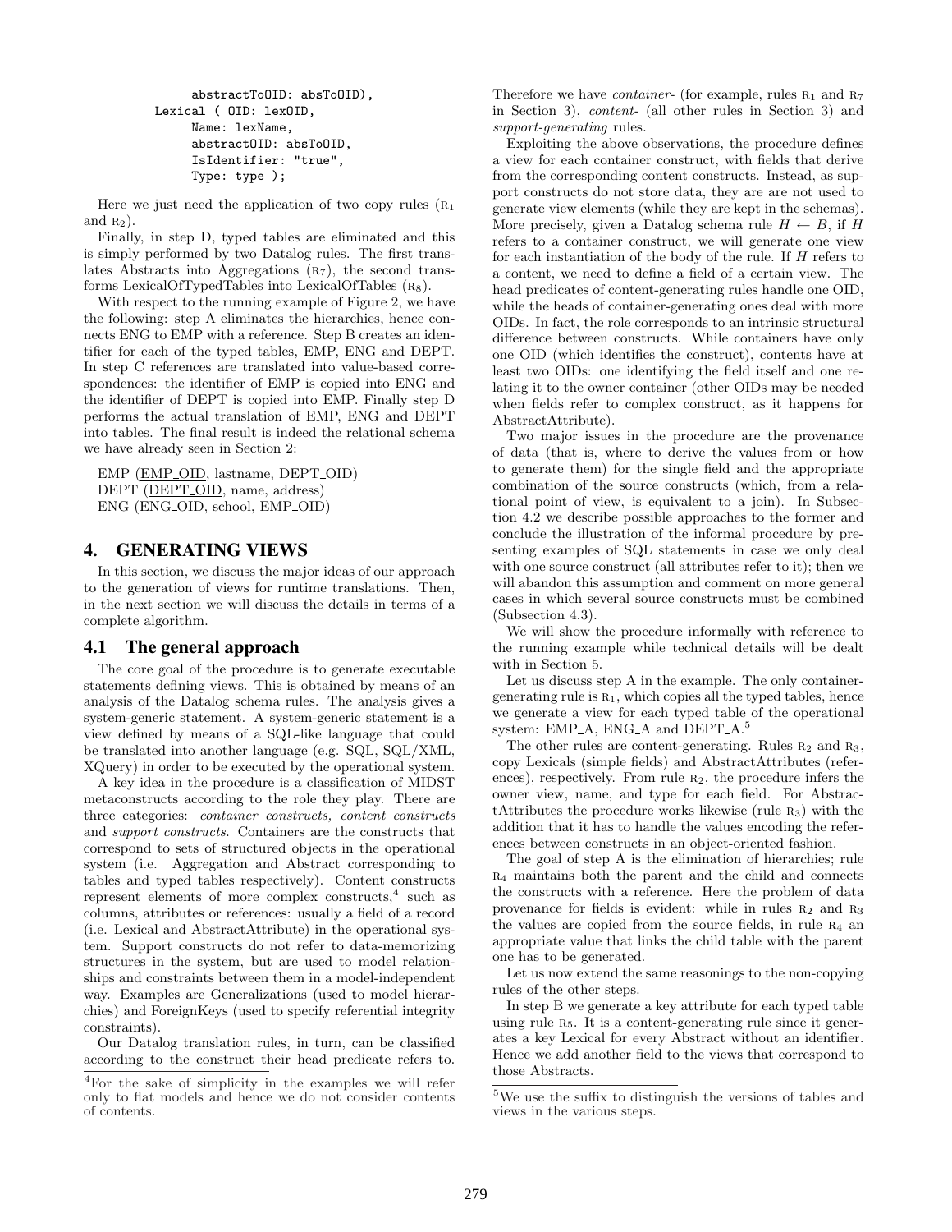```
        abstractToOID: absToOID),
    Lexical ( OID: lexOID,
        Name: lexName,
        abstractOID: absToOID,
        IsIdentifier: "true",
        Type: type );
```

Here we just need the application of two copy rules ($R_1$ and $R_2$).

Finally, in step D, typed tables are eliminated and this is simply performed by two Datalog rules. The first translates Abstracts into Aggregations ($R_7$), the second transforms LexicalOfTypedTables into LexicalOfTables ($R_8$).

With respect to the running example of Figure 2, we have the following: step A eliminates the hierarchies, hence connects ENG to EMP with a reference. Step B creates an identifier for each of the typed tables, EMP, ENG and DEPT. In step C references are translated into value-based correspondences: the identifier of EMP is copied into ENG and the identifier of DEPT is copied into EMP. Finally step D performs the actual translation of EMP, ENG and DEPT into tables. The final result is indeed the relational schema we have already seen in Section 2:

EMP (<u>EMP_OID</u>, lastname, DEPT_OID)
DEPT (<u>DEPT_OID</u>, name, address)
ENG (<u>ENG_OID</u>, school, EMP_OID)

# 4. GENERATING VIEWS

In this section, we discuss the major ideas of our approach to the generation of views for runtime translations. Then, in the next section we will discuss the details in terms of a complete algorithm.

## 4.1 The general approach

The core goal of the procedure is to generate executable statements defining views. This is obtained by means of an analysis of the Datalog schema rules. The analysis gives a system-generic statement. A system-generic statement is a view defined by means of a SQL-like language that could be translated into another language (e.g. SQL, SQL/XML, XQuery) in order to be executed by the operational system.

A key idea in the procedure is a classification of MIDST metaconstructs according to the role they play. There are three categories: *container constructs, content constructs* and *support constructs*. Containers are the constructs that correspond to sets of structured objects in the operational system (i.e. Aggregation and Abstract corresponding to tables and typed tables respectively). Content constructs represent elements of more complex constructs,[4] such as columns, attributes or references: usually a field of a record (i.e. Lexical and AbstractAttribute) in the operational system. Support constructs do not refer to data-memorizing structures in the system, but are used to model relationships and constraints between them in a model-independent way. Examples are Generalizations (used to model hierarchies) and ForeignKeys (used to specify referential integrity constraints).

Our Datalog translation rules, in turn, can be classified according to the construct their head predicate refers to. Therefore we have *container-* (for example, rules $R_1$ and $R_7$ in Section 3), *content-* (all other rules in Section 3) and *support-generating* rules.

Exploiting the above observations, the procedure defines a view for each container construct, with fields that derive from the corresponding content constructs. Instead, as support constructs do not store data, they are are not used to generate view elements (while they are kept in the schemas). More precisely, given a Datalog schema rule $H \leftarrow B$, if $H$ refers to a container construct, we will generate one view for each instantiation of the body of the rule. If $H$ refers to a content, we need to define a field of a certain view. The head predicates of content-generating rules handle one OID, while the heads of container-generating ones deal with more OIDs. In fact, the role corresponds to an intrinsic structural difference between constructs. While containers have only one OID (which identifies the construct), contents have at least two OIDs: one identifying the field itself and one relating it to the owner container (other OIDs may be needed when fields refer to complex construct, as it happens for AbstractAttribute).

Two major issues in the procedure are the provenance of data (that is, where to derive the values from or how to generate them) for the single field and the appropriate combination of the source constructs (which, from a relational point of view, is equivalent to a join). In Subsection 4.2 we describe possible approaches to the former and conclude the illustration of the informal procedure by presenting examples of SQL statements in case we only deal with one source construct (all attributes refer to it); then we will abandon this assumption and comment on more general cases in which several source constructs must be combined (Subsection 4.3).

We will show the procedure informally with reference to the running example while technical details will be dealt with in Section 5.

Let us discuss step A in the example. The only container-generating rule is $R_1$, which copies all the typed tables, hence we generate a view for each typed table of the operational system: EMP_A, ENG_A and DEPT_A.[5]

The other rules are content-generating. Rules $R_2$ and $R_3$, copy Lexicals (simple fields) and AbstractAttributes (references), respectively. From rule $R_2$, the procedure infers the owner view, name, and type for each field. For AbstractAttributes the procedure works likewise (rule $R_3$) with the addition that it has to handle the values encoding the references between constructs in an object-oriented fashion.

The goal of step A is the elimination of hierarchies; rule $R_4$ maintains both the parent and the child and connects the constructs with a reference. Here the problem of data provenance for fields is evident: while in rules $R_2$ and $R_3$ the values are copied from the source fields, in rule $R_4$ an appropriate value that links the child table with the parent one has to be generated.

Let us now extend the same reasonings to the non-copying rules of the other steps.

In step B we generate a key attribute for each typed table using rule $R_5$. It is a content-generating rule since it generates a key Lexical for every Abstract without an identifier. Hence we add another field to the views that correspond to those Abstracts.

[4]For the sake of simplicity in the examples we will refer only to flat models and hence we do not consider contents of contents.

[5]We use the suffix to distinguish the versions of tables and views in the various steps.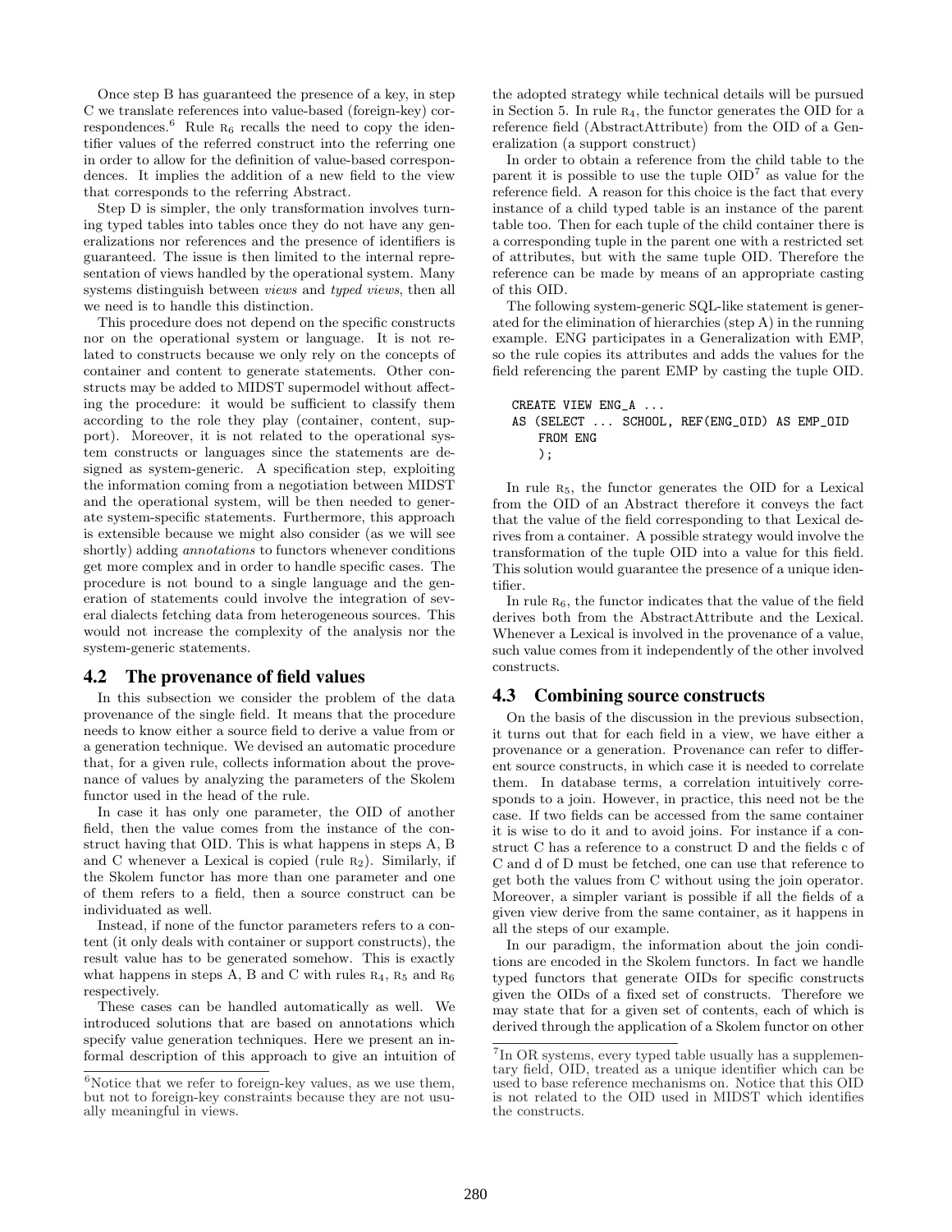Once step B has guaranteed the presence of a key, in step C we translate references into value-based (foreign-key) correspondences.[6] Rule $R_6$ recalls the need to copy the identifier values of the referred construct into the referring one in order to allow for the definition of value-based correspondences. It implies the addition of a new field to the view that corresponds to the referring Abstract.

Step D is simpler, the only transformation involves turning typed tables into tables once they do not have any generalizations nor references and the presence of identifiers is guaranteed. The issue is then limited to the internal representation of views handled by the operational system. Many systems distinguish between *views* and *typed views*, then all we need is to handle this distinction.

This procedure does not depend on the specific constructs nor on the operational system or language. It is not related to constructs because we only rely on the concepts of container and content to generate statements. Other constructs may be added to MIDST supermodel without affecting the procedure: it would be sufficient to classify them according to the role they play (container, content, support). Moreover, it is not related to the operational system constructs or languages since the statements are designed as system-generic. A specification step, exploiting the information coming from a negotiation between MIDST and the operational system, will be then needed to generate system-specific statements. Furthermore, this approach is extensible because we might also consider (as we will see shortly) adding *annotations* to functors whenever conditions get more complex and in order to handle specific cases. The procedure is not bound to a single language and the generation of statements could involve the integration of several dialects fetching data from heterogeneous sources. This would not increase the complexity of the analysis nor the system-generic statements.

## 4.2 The provenance of field values

In this subsection we consider the problem of the data provenance of the single field. It means that the procedure needs to know either a source field to derive a value from or a generation technique. We devised an automatic procedure that, for a given rule, collects information about the provenance of values by analyzing the parameters of the Skolem functor used in the head of the rule.

In case it has only one parameter, the OID of another field, then the value comes from the instance of the construct having that OID. This is what happens in steps A, B and C whenever a Lexical is copied (rule $R_2$). Similarly, if the Skolem functor has more than one parameter and one of them refers to a field, then a source construct can be individuated as well.

Instead, if none of the functor parameters refers to a content (it only deals with container or support constructs), the result value has to be generated somehow. This is exactly what happens in steps A, B and C with rules $R_4$, $R_5$ and $R_6$ respectively.

These cases can be handled automatically as well. We introduced solutions that are based on annotations which specify value generation techniques. Here we present an informal description of this approach to give an intuition of the adopted strategy while technical details will be pursued in Section 5. In rule $R_4$, the functor generates the OID for a reference field (AbstractAttribute) from the OID of a Generalization (a support construct)

In order to obtain a reference from the child table to the parent it is possible to use the tuple OID[7] as value for the reference field. A reason for this choice is the fact that every instance of a child typed table is an instance of the parent table too. Then for each tuple of the child container there is a corresponding tuple in the parent one with a restricted set of attributes, but with the same tuple OID. Therefore the reference can be made by means of an appropriate casting of this OID.

The following system-generic SQL-like statement is generated for the elimination of hierarchies (step A) in the running example. ENG participates in a Generalization with EMP, so the rule copies its attributes and adds the values for the field referencing the parent EMP by casting the tuple OID.

```
CREATE VIEW ENG_A ...
AS (SELECT ... SCHOOL, REF(ENG_OID) AS EMP_OID
    FROM ENG
    );
```

In rule $R_5$, the functor generates the OID for a Lexical from the OID of an Abstract therefore it conveys the fact that the value of the field corresponding to that Lexical derives from a container. A possible strategy would involve the transformation of the tuple OID into a value for this field. This solution would guarantee the presence of a unique identifier.

In rule $R_6$, the functor indicates that the value of the field derives both from the AbstractAttribute and the Lexical. Whenever a Lexical is involved in the provenance of a value, such value comes from it independently of the other involved constructs.

## 4.3 Combining source constructs

On the basis of the discussion in the previous subsection, it turns out that for each field in a view, we have either a provenance or a generation. Provenance can refer to different source constructs, in which case it is needed to correlate them. In database terms, a correlation intuitively corresponds to a join. However, in practice, this need not be the case. If two fields can be accessed from the same container it is wise to do it and to avoid joins. For instance if a construct C has a reference to a construct D and the fields c of C and d of D must be fetched, one can use that reference to get both the values from C without using the join operator. Moreover, a simpler variant is possible if all the fields of a given view derive from the same container, as it happens in all the steps of our example.

In our paradigm, the information about the join conditions are encoded in the Skolem functors. In fact we handle typed functors that generate OIDs for specific constructs given the OIDs of a fixed set of constructs. Therefore we may state that for a given set of contents, each of which is derived through the application of a Skolem functor on other

---

[6] Notice that we refer to foreign-key values, as we use them, but not to foreign-key constraints because they are not usually meaningful in views.

[7] In OR systems, every typed table usually has a supplementary field, OID, treated as a unique identifier which can be used to base reference mechanisms on. Notice that this OID is not related to the OID used in MIDST which identifies the constructs.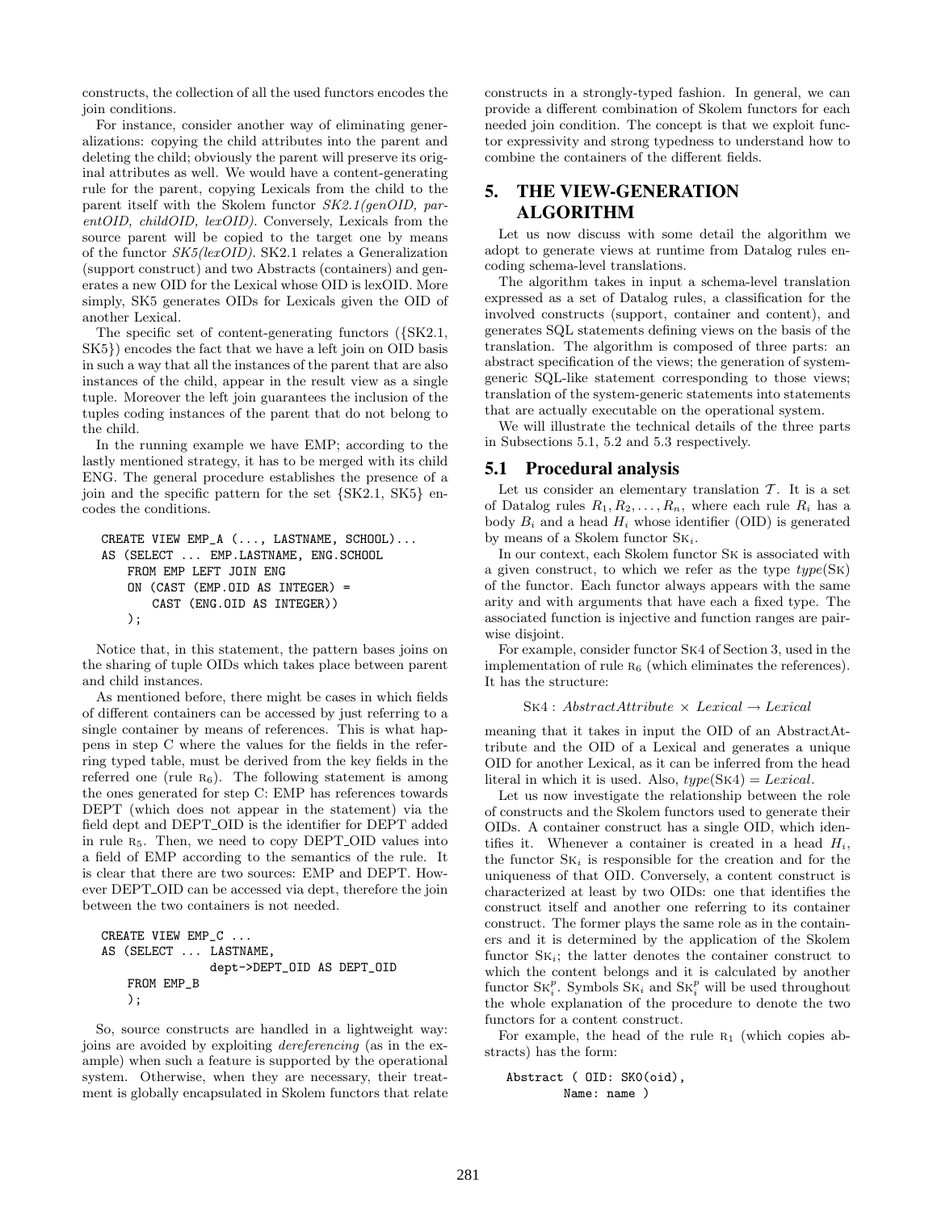constructs, the collection of all the used functors encodes the join conditions.

For instance, consider another way of eliminating generalizations: copying the child attributes into the parent and deleting the child; obviously the parent will preserve its original attributes as well. We would have a content-generating rule for the parent, copying Lexicals from the child to the parent itself with the Skolem functor *SK2.1(genOID, parentOID, childOID, lexOID)*. Conversely, Lexicals from the source parent will be copied to the target one by means of the functor *SK5(lexOID)*. SK2.1 relates a Generalization (support construct) and two Abstracts (containers) and generates a new OID for the Lexical whose OID is lexOID. More simply, SK5 generates OIDs for Lexicals given the OID of another Lexical.

The specific set of content-generating functors ({SK2.1, SK5}) encodes the fact that we have a left join on OID basis in such a way that all the instances of the parent that are also instances of the child, appear in the result view as a single tuple. Moreover the left join guarantees the inclusion of the tuples coding instances of the parent that do not belong to the child.

In the running example we have EMP; according to the lastly mentioned strategy, it has to be merged with its child ENG. The general procedure establishes the presence of a join and the specific pattern for the set {SK2.1, SK5} encodes the conditions.

```
CREATE VIEW EMP_A (..., LASTNAME, SCHOOL)...
AS (SELECT ... EMP.LASTNAME, ENG.SCHOOL
    FROM EMP LEFT JOIN ENG
    ON (CAST (EMP.OID AS INTEGER) =
        CAST (ENG.OID AS INTEGER))
    );
```

Notice that, in this statement, the pattern bases joins on the sharing of tuple OIDs which takes place between parent and child instances.

As mentioned before, there might be cases in which fields of different containers can be accessed by just referring to a single container by means of references. This is what happens in step C where the values for the fields in the referring typed table, must be derived from the key fields in the referred one (rule R$_6$). The following statement is among the ones generated for step C: EMP has references towards DEPT (which does not appear in the statement) via the field dept and DEPT_OID is the identifier for DEPT added in rule R$_5$. Then, we need to copy DEPT_OID values into a field of EMP according to the semantics of the rule. It is clear that there are two sources: EMP and DEPT. However DEPT_OID can be accessed via dept, therefore the join between the two containers is not needed.

```
CREATE VIEW EMP_C ...
AS (SELECT ... LASTNAME,
                dept->DEPT_OID AS DEPT_OID
    FROM EMP_B
    );
```

So, source constructs are handled in a lightweight way: joins are avoided by exploiting *dereferencing* (as in the example) when such a feature is supported by the operational system. Otherwise, when they are necessary, their treatment is globally encapsulated in Skolem functors that relate constructs in a strongly-typed fashion. In general, we can provide a different combination of Skolem functors for each needed join condition. The concept is that we exploit functor expressivity and strong typedness to understand how to combine the containers of the different fields.

## 5. THE VIEW-GENERATION ALGORITHM

Let us now discuss with some detail the algorithm we adopt to generate views at runtime from Datalog rules encoding schema-level translations.

The algorithm takes in input a schema-level translation expressed as a set of Datalog rules, a classification for the involved constructs (support, container and content), and generates SQL statements defining views on the basis of the translation. The algorithm is composed of three parts: an abstract specification of the views; the generation of system-generic SQL-like statement corresponding to those views; translation of the system-generic statements into statements that are actually executable on the operational system.

We will illustrate the technical details of the three parts in Subsections 5.1, 5.2 and 5.3 respectively.

### 5.1 Procedural analysis

Let us consider an elementary translation $\mathcal{T}$. It is a set of Datalog rules $R_1, R_2, \ldots, R_n$, where each rule $R_i$ has a body $B_i$ and a head $H_i$ whose identifier (OID) is generated by means of a Skolem functor $\text{Sk}_i$.

In our context, each Skolem functor Sk is associated with a given construct, to which we refer as the type *type*(Sk) of the functor. Each functor always appears with the same arity and with arguments that have each a fixed type. The associated function is injective and function ranges are pairwise disjoint.

For example, consider functor Sk4 of Section 3, used in the implementation of rule R$_6$ (which eliminates the references). It has the structure:

$$\text{Sk4}: \textit{AbstractAttribute} \times \textit{Lexical} \rightarrow \textit{Lexical}$$

meaning that it takes in input the OID of an AbstractAttribute and the OID of a Lexical and generates a unique OID for another Lexical, as it can be inferred from the head literal in which it is used. Also, *type*(Sk4) = *Lexical*.

Let us now investigate the relationship between the role of constructs and the Skolem functors used to generate their OIDs. A container construct has a single OID, which identifies it. Whenever a container is created in a head $H_i$, the functor $\text{Sk}_i$ is responsible for the creation and for the uniqueness of that OID. Conversely, a content construct is characterized at least by two OIDs: one that identifies the construct itself and another one referring to its container construct. The former plays the same role as in the containers and it is determined by the application of the Skolem functor $\text{Sk}_i$; the latter denotes the container construct to which the content belongs and it is calculated by another functor $\text{Sk}_i^p$. Symbols $\text{Sk}_i$ and $\text{Sk}_i^p$ will be used throughout the whole explanation of the procedure to denote the two functors for a content construct.

For example, the head of the rule R$_1$ (which copies abstracts) has the form:

```
Abstract ( OID: SK0(oid),
        Name: name )
```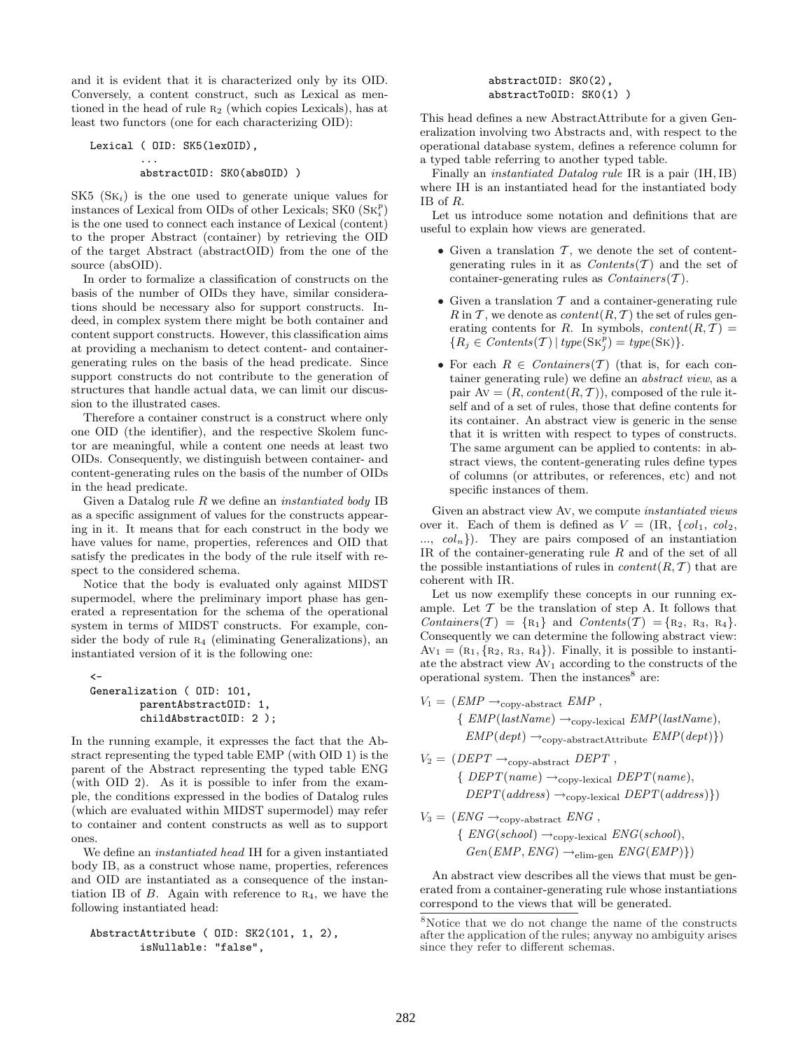and it is evident that it is characterized only by its OID. Conversely, a content construct, such as Lexical as mentioned in the head of rule $R_2$ (which copies Lexicals), has at least two functors (one for each characterizing OID):

```
Lexical ( OID: SK5(lexOID),
          ...
          abstractOID: SK0(absOID) )
```

SK5 ($SK_i$) is the one used to generate unique values for instances of Lexical from OIDs of other Lexicals; SK0 ($SK_i^p$) is the one used to connect each instance of Lexical (content) to the proper Abstract (container) by retrieving the OID of the target Abstract (abstractOID) from the one of the source (absOID).

In order to formalize a classification of constructs on the basis of the number of OIDs they have, similar considerations should be necessary also for support constructs. Indeed, in complex system there might be both container and content support constructs. However, this classification aims at providing a mechanism to detect content- and container-generating rules on the basis of the head predicate. Since support constructs do not contribute to the generation of structures that handle actual data, we can limit our discussion to the illustrated cases.

Therefore a container construct is a construct where only one OID (the identifier), and the respective Skolem functor are meaningful, while a content one needs at least two OIDs. Consequently, we distinguish between container- and content-generating rules on the basis of the number of OIDs in the head predicate.

Given a Datalog rule $R$ we define an *instantiated body* IB as a specific assignment of values for the constructs appearing in it. It means that for each construct in the body we have values for name, properties, references and OID that satisfy the predicates in the body of the rule itself with respect to the considered schema.

Notice that the body is evaluated only against MIDST supermodel, where the preliminary import phase has generated a representation for the schema of the operational system in terms of MIDST constructs. For example, consider the body of rule $R_4$ (eliminating Generalizations), an instantiated version of it is the following one:

```
<-
Generalization ( OID: 101,
         parentAbstractOID: 1,
         childAbstractOID: 2 );
```

In the running example, it expresses the fact that the Abstract representing the typed table EMP (with OID 1) is the parent of the Abstract representing the typed table ENG (with OID 2). As it is possible to infer from the example, the conditions expressed in the bodies of Datalog rules (which are evaluated within MIDST supermodel) may refer to container and content constructs as well as to support ones.

We define an *instantiated head* IH for a given instantiated body IB, as a construct whose name, properties, references and OID are instantiated as a consequence of the instantiation IB of $B$. Again with reference to $R_4$, we have the following instantiated head:

```
AbstractAttribute ( OID: SK2(101, 1, 2),
         isNullable: "false",
         abstractOID: SK0(2),
         abstractToOID: SK0(1) )
```

This head defines a new AbstractAttribute for a given Generalization involving two Abstracts and, with respect to the operational database system, defines a reference column for a typed table referring to another typed table.

Finally an *instantiated Datalog rule* IR is a pair (IH, IB) where IH is an instantiated head for the instantiated body IB of $R$.

Let us introduce some notation and definitions that are useful to explain how views are generated.

- Given a translation $\mathcal{T}$, we denote the set of content-generating rules in it as $Contents(\mathcal{T})$ and the set of container-generating rules as $Containers(\mathcal{T})$.
- Given a translation $\mathcal{T}$ and a container-generating rule $R$ in $\mathcal{T}$, we denote as $content(R, \mathcal{T})$ the set of rules generating contents for $R$. In symbols, $content(R, \mathcal{T}) = \{R_j \in Contents(\mathcal{T}) \mid type(SK_j^p) = type(SK)\}$.
- For each $R \in Containers(\mathcal{T})$ (that is, for each container generating rule) we define an *abstract view*, as a pair $AV = (R, content(R, \mathcal{T}))$, composed of the rule itself and of a set of rules, those that define contents for its container. An abstract view is generic in the sense that it is written with respect to types of constructs. The same argument can be applied to contents: in abstract views, the content-generating rules define types of columns (or attributes, or references, etc) and not specific instances of them.

Given an abstract view AV, we compute *instantiated views* over it. Each of them is defined as $V = (\text{IR}, \{col_1, col_2, ..., col_n\})$. They are pairs composed of an instantiation IR of the container-generating rule $R$ and of the set of all the possible instantiations of rules in $content(R, \mathcal{T})$ that are coherent with IR.

Let us now exemplify these concepts in our running example. Let $\mathcal{T}$ be the translation of step A. It follows that $Containers(\mathcal{T}) = \{R_1\}$ and $Contents(\mathcal{T}) = \{R_2, R_3, R_4\}$. Consequently we can determine the following abstract view: $AV_1 = (R_1, \{R_2, R_3, R_4\})$. Finally, it is possible to instantiate the abstract view $AV_1$ according to the constructs of the operational system. Then the instances[8] are:

$$V_1 = (EMP \rightarrow_{\text{copy-abstract}} EMP\ , \{\ EMP(lastName) \rightarrow_{\text{copy-lexical}} EMP(lastName), EMP(dept) \rightarrow_{\text{copy-abstractAttribute}} EMP(dept)\})$$

$$V_2 = (DEPT \rightarrow_{\text{copy-abstract}} DEPT\ , \{\ DEPT(name) \rightarrow_{\text{copy-lexical}} DEPT(name), DEPT(address) \rightarrow_{\text{copy-lexical}} DEPT(address)\})$$

$$V_3 = (ENG \rightarrow_{\text{copy-abstract}} ENG\ , \{\ ENG(school) \rightarrow_{\text{copy-lexical}} ENG(school), Gen(EMP, ENG) \rightarrow_{\text{elim-gen}} ENG(EMP)\})$$

An abstract view describes all the views that must be generated from a container-generating rule whose instantiations correspond to the views that will be generated.

[8] Notice that we do not change the name of the constructs after the application of the rules; anyway no ambiguity arises since they refer to different schemas.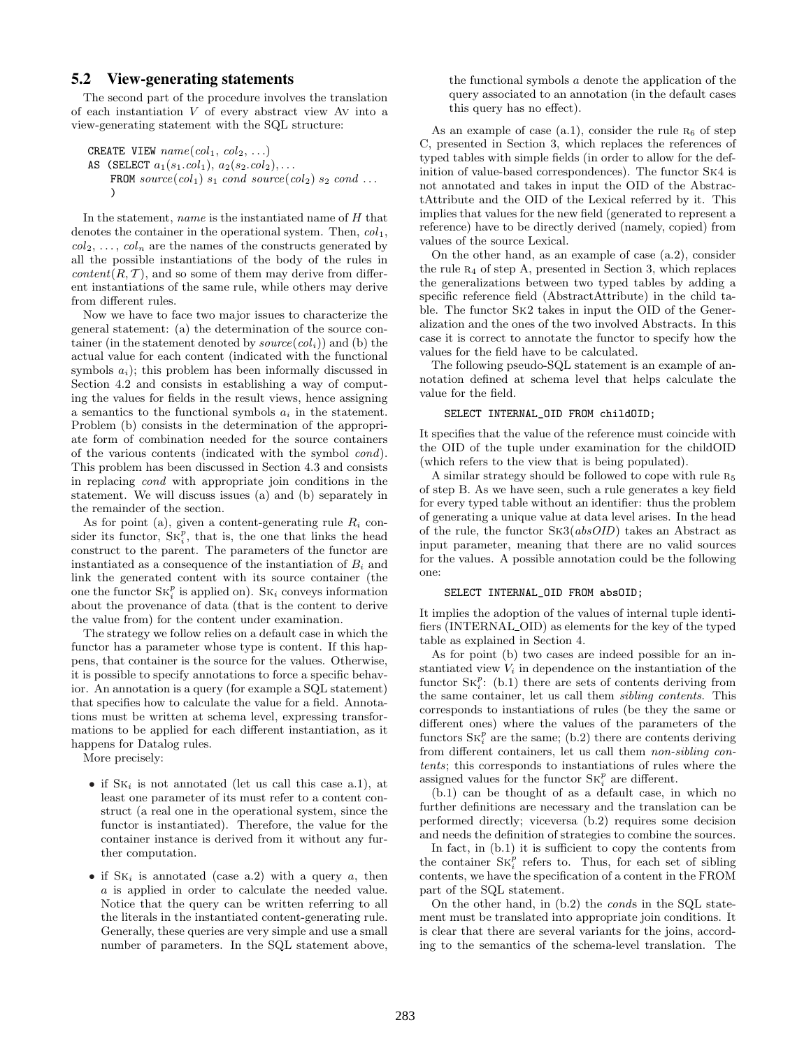### 5.2 View-generating statements

The second part of the procedure involves the translation of each instantiation $V$ of every abstract view Av into a view-generating statement with the SQL structure:

```
CREATE VIEW name(col1, col2, ...)
AS (SELECT a1(s1.col1), a2(s2.col2), ...
    FROM source(col1) s1 cond source(col2) s2 cond ...
    )
```

In the statement, *name* is the instantiated name of $H$ that denotes the container in the operational system. Then, $col_1$, $col_2$, ..., $col_n$ are the names of the constructs generated by all the possible instantiations of the body of the rules in $content(R, \mathcal{T})$, and so some of them may derive from different instantiations of the same rule, while others may derive from different rules.

Now we have to face two major issues to characterize the general statement: (a) the determination of the source container (in the statement denoted by $source(col_i)$) and (b) the actual value for each content (indicated with the functional symbols $a_i$); this problem has been informally discussed in Section 4.2 and consists in establishing a way of computing the values for fields in the result views, hence assigning a semantics to the functional symbols $a_i$ in the statement. Problem (b) consists in the determination of the appropriate form of combination needed for the source containers of the various contents (indicated with the symbol *cond*). This problem has been discussed in Section 4.3 and consists in replacing *cond* with appropriate join conditions in the statement. We will discuss issues (a) and (b) separately in the remainder of the section.

As for point (a), given a content-generating rule $R_i$ consider its functor, $\mathrm{SK}_i^p$, that is, the one that links the head construct to the parent. The parameters of the functor are instantiated as a consequence of the instantiation of $B_i$ and link the generated content with its source container (the one the functor $\mathrm{SK}_i^p$ is applied on). $\mathrm{SK}_i$ conveys information about the provenance of data (that is the content to derive the value from) for the content under examination.

The strategy we follow relies on a default case in which the functor has a parameter whose type is content. If this happens, that container is the source for the values. Otherwise, it is possible to specify annotations to force a specific behavior. An annotation is a query (for example a SQL statement) that specifies how to calculate the value for a field. Annotations must be written at schema level, expressing transformations to be applied for each different instantiation, as it happens for Datalog rules.

More precisely:

- if $\mathrm{SK}_i$ is not annotated (let us call this case a.1), at least one parameter of its must refer to a content construct (a real one in the operational system, since the functor is instantiated). Therefore, the value for the container instance is derived from it without any further computation.
- if $\mathrm{SK}_i$ is annotated (case a.2) with a query $a$, then $a$ is applied in order to calculate the needed value. Notice that the query can be written referring to all the literals in the instantiated content-generating rule. Generally, these queries are very simple and use a small number of parameters. In the SQL statement above, the functional symbols $a$ denote the application of the query associated to an annotation (in the default cases this query has no effect).

As an example of case (a.1), consider the rule $\mathrm{R}_6$ of step C, presented in Section 3, which replaces the references of typed tables with simple fields (in order to allow for the definition of value-based correspondences). The functor SK4 is not annotated and takes in input the OID of the AbstractAttribute and the OID of the Lexical referred by it. This implies that values for the new field (generated to represent a reference) have to be directly derived (namely, copied) from values of the source Lexical.

On the other hand, as an example of case (a.2), consider the rule $\mathrm{R}_4$ of step A, presented in Section 3, which replaces the generalizations between two typed tables by adding a specific reference field (AbstractAttribute) in the child table. The functor SK2 takes in input the OID of the Generalization and the ones of the two involved Abstracts. In this case it is correct to annotate the functor to specify how the values for the field have to be calculated.

The following pseudo-SQL statement is an example of annotation defined at schema level that helps calculate the value for the field.

```
SELECT INTERNAL_OID FROM childOID;
```

It specifies that the value of the reference must coincide with the OID of the tuple under examination for the childOID (which refers to the view that is being populated).

A similar strategy should be followed to cope with rule $\mathrm{R}_5$ of step B. As we have seen, such a rule generates a key field for every typed table without an identifier: thus the problem of generating a unique value at data level arises. In the head of the rule, the functor SK3(*absOID*) takes an Abstract as input parameter, meaning that there are no valid sources for the values. A possible annotation could be the following one:

```
SELECT INTERNAL_OID FROM absOID;
```

It implies the adoption of the values of internal tuple identifiers (INTERNAL_OID) as elements for the key of the typed table as explained in Section 4.

As for point (b) two cases are indeed possible for an instantiated view $V_i$ in dependence on the instantiation of the functor $\mathrm{SK}_i^p$: (b.1) there are sets of contents deriving from the same container, let us call them *sibling contents*. This corresponds to instantiations of rules (be they the same or different ones) where the values of the parameters of the functors $\mathrm{SK}_i^p$ are the same; (b.2) there are contents deriving from different containers, let us call them *non-sibling contents*; this corresponds to instantiations of rules where the assigned values for the functor $\mathrm{SK}_i^p$ are different.

(b.1) can be thought of as a default case, in which no further definitions are necessary and the translation can be performed directly; viceversa (b.2) requires some decision and needs the definition of strategies to combine the sources.

In fact, in (b.1) it is sufficient to copy the contents from the container $\mathrm{SK}_i^p$ refers to. Thus, for each set of sibling contents, we have the specification of a content in the FROM part of the SQL statement.

On the other hand, in (b.2) the *cond*s in the SQL statement must be translated into appropriate join conditions. It is clear that there are several variants for the joins, according to the semantics of the schema-level translation. The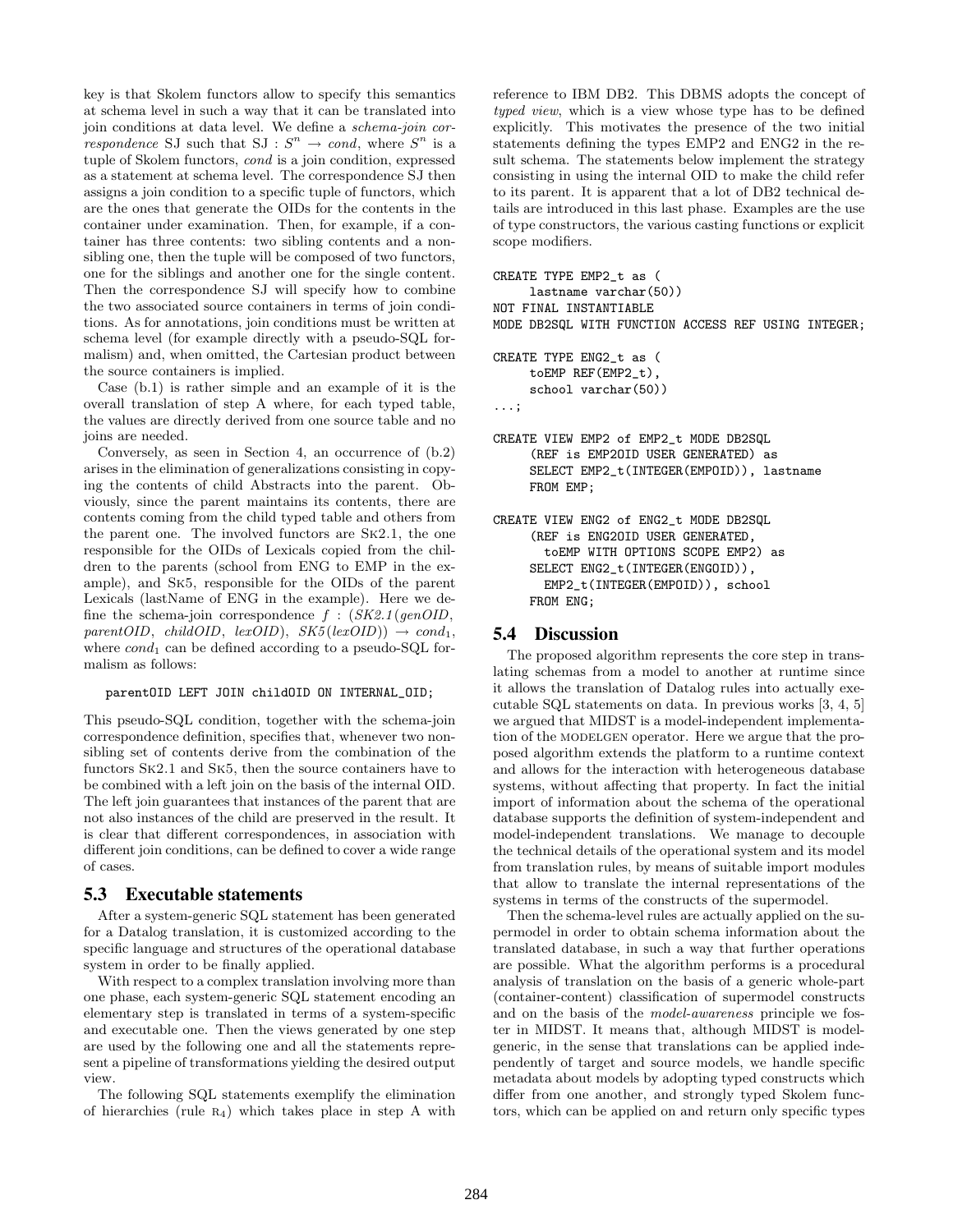key is that Skolem functors allow to specify this semantics at schema level in such a way that it can be translated into join conditions at data level. We define a *schema-join correspondence* SJ such that SJ : $S^n \rightarrow cond$, where $S^n$ is a tuple of Skolem functors, *cond* is a join condition, expressed as a statement at schema level. The correspondence SJ then assigns a join condition to a specific tuple of functors, which are the ones that generate the OIDs for the contents in the container under examination. Then, for example, if a container has three contents: two sibling contents and a non-sibling one, then the tuple will be composed of two functors, one for the siblings and another one for the single content. Then the correspondence SJ will specify how to combine the two associated source containers in terms of join conditions. As for annotations, join conditions must be written at schema level (for example directly with a pseudo-SQL formalism) and, when omitted, the Cartesian product between the source containers is implied.

Case (b.1) is rather simple and an example of it is the overall translation of step A where, for each typed table, the values are directly derived from one source table and no joins are needed.

Conversely, as seen in Section 4, an occurrence of (b.2) arises in the elimination of generalizations consisting in copying the contents of child Abstracts into the parent. Obviously, since the parent maintains its contents, there are contents coming from the child typed table and others from the parent one. The involved functors are SK2.1, the one responsible for the OIDs of Lexicals copied from the children to the parents (school from ENG to EMP in the example), and SK5, responsible for the OIDs of the parent Lexicals (lastName of ENG in the example). Here we define the schema-join correspondence $f$ : (*SK2.1*(*genOID*, *parentOID*, *childOID*, *lexOID*), *SK5*(*lexOID*)) $\rightarrow cond_1$, where $cond_1$ can be defined according to a pseudo-SQL formalism as follows:

```
parentOID LEFT JOIN childOID ON INTERNAL_OID;
```

This pseudo-SQL condition, together with the schema-join correspondence definition, specifies that, whenever two non-sibling set of contents derive from the combination of the functors SK2.1 and SK5, then the source containers have to be combined with a left join on the basis of the internal OID. The left join guarantees that instances of the parent that are not also instances of the child are preserved in the result. It is clear that different correspondences, in association with different join conditions, can be defined to cover a wide range of cases.

## 5.3 Executable statements

After a system-generic SQL statement has been generated for a Datalog translation, it is customized according to the specific language and structures of the operational database system in order to be finally applied.

With respect to a complex translation involving more than one phase, each system-generic SQL statement encoding an elementary step is translated in terms of a system-specific and executable one. Then the views generated by one step are used by the following one and all the statements represent a pipeline of transformations yielding the desired output view.

The following SQL statements exemplify the elimination of hierarchies (rule R$_4$) which takes place in step A with reference to IBM DB2. This DBMS adopts the concept of *typed view*, which is a view whose type has to be defined explicitly. This motivates the presence of the two initial statements defining the types EMP2 and ENG2 in the result schema. The statements below implement the strategy consisting in using the internal OID to make the child refer to its parent. It is apparent that a lot of DB2 technical details are introduced in this last phase. Examples are the use of type constructors, the various casting functions or explicit scope modifiers.

```
CREATE TYPE EMP2_t as (
     lastname varchar(50))
NOT FINAL INSTANTIABLE
MODE DB2SQL WITH FUNCTION ACCESS REF USING INTEGER;

CREATE TYPE ENG2_t as (
     toEMP REF(EMP2_t),
     school varchar(50))
...;

CREATE VIEW EMP2 of EMP2_t MODE DB2SQL
     (REF is EMP2OID USER GENERATED) as
     SELECT EMP2_t(INTEGER(EMPOID)), lastname
     FROM EMP;

CREATE VIEW ENG2 of ENG2_t MODE DB2SQL
     (REF is ENG2OID USER GENERATED,
       toEMP WITH OPTIONS SCOPE EMP2) as
     SELECT ENG2_t(INTEGER(ENGOID)),
       EMP2_t(INTEGER(EMPOID)), school
     FROM ENG;
```

## 5.4 Discussion

The proposed algorithm represents the core step in translating schemas from a model to another at runtime since it allows the translation of Datalog rules into actually executable SQL statements on data. In previous works [3, 4, 5] we argued that MIDST is a model-independent implementation of the MODELGEN operator. Here we argue that the proposed algorithm extends the platform to a runtime context and allows for the interaction with heterogeneous database systems, without affecting that property. In fact the initial import of information about the schema of the operational database supports the definition of system-independent and model-independent translations. We manage to decouple the technical details of the operational system and its model from translation rules, by means of suitable import modules that allow to translate the internal representations of the systems in terms of the constructs of the supermodel.

Then the schema-level rules are actually applied on the supermodel in order to obtain schema information about the translated database, in such a way that further operations are possible. What the algorithm performs is a procedural analysis of translation on the basis of a generic whole-part (container-content) classification of supermodel constructs and on the basis of the *model-awareness* principle we foster in MIDST. It means that, although MIDST is model-generic, in the sense that translations can be applied independently of target and source models, we handle specific metadata about models by adopting typed constructs which differ from one another, and strongly typed Skolem functors, which can be applied on and return only specific types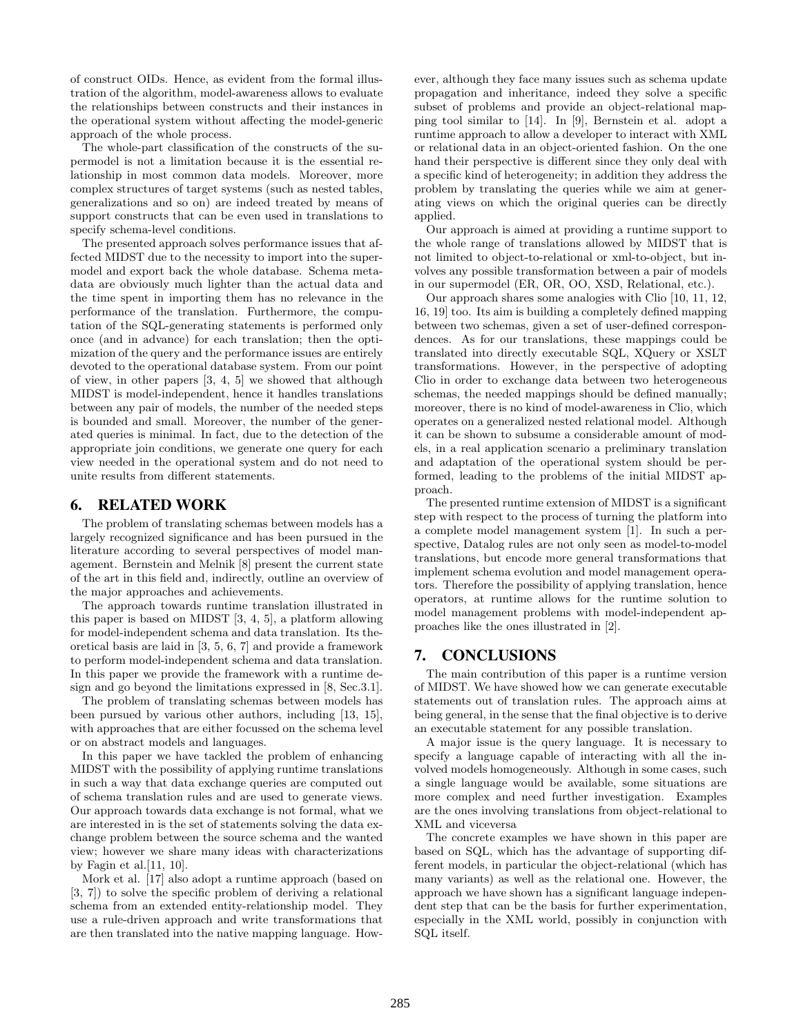of construct OIDs. Hence, as evident from the formal illustration of the algorithm, model-awareness allows to evaluate the relationships between constructs and their instances in the operational system without affecting the model-generic approach of the whole process.

The whole-part classification of the constructs of the supermodel is not a limitation because it is the essential relationship in most common data models. Moreover, more complex structures of target systems (such as nested tables, generalizations and so on) are indeed treated by means of support constructs that can be even used in translations to specify schema-level conditions.

The presented approach solves performance issues that affected MIDST due to the necessity to import into the supermodel and export back the whole database. Schema metadata are obviously much lighter than the actual data and the time spent in importing them has no relevance in the performance of the translation. Furthermore, the computation of the SQL-generating statements is performed only once (and in advance) for each translation; then the optimization of the query and the performance issues are entirely devoted to the operational database system. From our point of view, in other papers [3, 4, 5] we showed that although MIDST is model-independent, hence it handles translations between any pair of models, the number of the needed steps is bounded and small. Moreover, the number of the generated queries is minimal. In fact, due to the detection of the appropriate join conditions, we generate one query for each view needed in the operational system and do not need to unite results from different statements.

## 6. RELATED WORK

The problem of translating schemas between models has a largely recognized significance and has been pursued in the literature according to several perspectives of model management. Bernstein and Melnik [8] present the current state of the art in this field and, indirectly, outline an overview of the major approaches and achievements.

The approach towards runtime translation illustrated in this paper is based on MIDST [3, 4, 5], a platform allowing for model-independent schema and data translation. Its theoretical basis are laid in [3, 5, 6, 7] and provide a framework to perform model-independent schema and data translation. In this paper we provide the framework with a runtime design and go beyond the limitations expressed in [8, Sec.3.1].

The problem of translating schemas between models has been pursued by various other authors, including [13, 15], with approaches that are either focussed on the schema level or on abstract models and languages.

In this paper we have tackled the problem of enhancing MIDST with the possibility of applying runtime translations in such a way that data exchange queries are computed out of schema translation rules and are used to generate views. Our approach towards data exchange is not formal, what we are interested in is the set of statements solving the data exchange problem between the source schema and the wanted view; however we share many ideas with characterizations by Fagin et al.[11, 10].

Mork et al. [17] also adopt a runtime approach (based on [3, 7]) to solve the specific problem of deriving a relational schema from an extended entity-relationship model. They use a rule-driven approach and write transformations that are then translated into the native mapping language. However, although they face many issues such as schema update propagation and inheritance, indeed they solve a specific subset of problems and provide an object-relational mapping tool similar to [14]. In [9], Bernstein et al. adopt a runtime approach to allow a developer to interact with XML or relational data in an object-oriented fashion. On the one hand their perspective is different since they only deal with a specific kind of heterogeneity; in addition they address the problem by translating the queries while we aim at generating views on which the original queries can be directly applied.

Our approach is aimed at providing a runtime support to the whole range of translations allowed by MIDST that is not limited to object-to-relational or xml-to-object, but involves any possible transformation between a pair of models in our supermodel (ER, OR, OO, XSD, Relational, etc.).

Our approach shares some analogies with Clio [10, 11, 12, 16, 19] too. Its aim is building a completely defined mapping between two schemas, given a set of user-defined correspondences. As for our translations, these mappings could be translated into directly executable SQL, XQuery or XSLT transformations. However, in the perspective of adopting Clio in order to exchange data between two heterogeneous schemas, the needed mappings should be defined manually; moreover, there is no kind of model-awareness in Clio, which operates on a generalized nested relational model. Although it can be shown to subsume a considerable amount of models, in a real application scenario a preliminary translation and adaptation of the operational system should be performed, leading to the problems of the initial MIDST approach.

The presented runtime extension of MIDST is a significant step with respect to the process of turning the platform into a complete model management system [1]. In such a perspective, Datalog rules are not only seen as model-to-model translations, but encode more general transformations that implement schema evolution and model management operators. Therefore the possibility of applying translation, hence operators, at runtime allows for the runtime solution to model management problems with model-independent approaches like the ones illustrated in [2].

## 7. CONCLUSIONS

The main contribution of this paper is a runtime version of MIDST. We have showed how we can generate executable statements out of translation rules. The approach aims at being general, in the sense that the final objective is to derive an executable statement for any possible translation.

A major issue is the query language. It is necessary to specify a language capable of interacting with all the involved models homogeneously. Although in some cases, such a single language would be available, some situations are more complex and need further investigation. Examples are the ones involving translations from object-relational to XML and viceversa

The concrete examples we have shown in this paper are based on SQL, which has the advantage of supporting different models, in particular the object-relational (which has many variants) as well as the relational one. However, the approach we have shown has a significant language independent step that can be the basis for further experimentation, especially in the XML world, possibly in conjunction with SQL itself.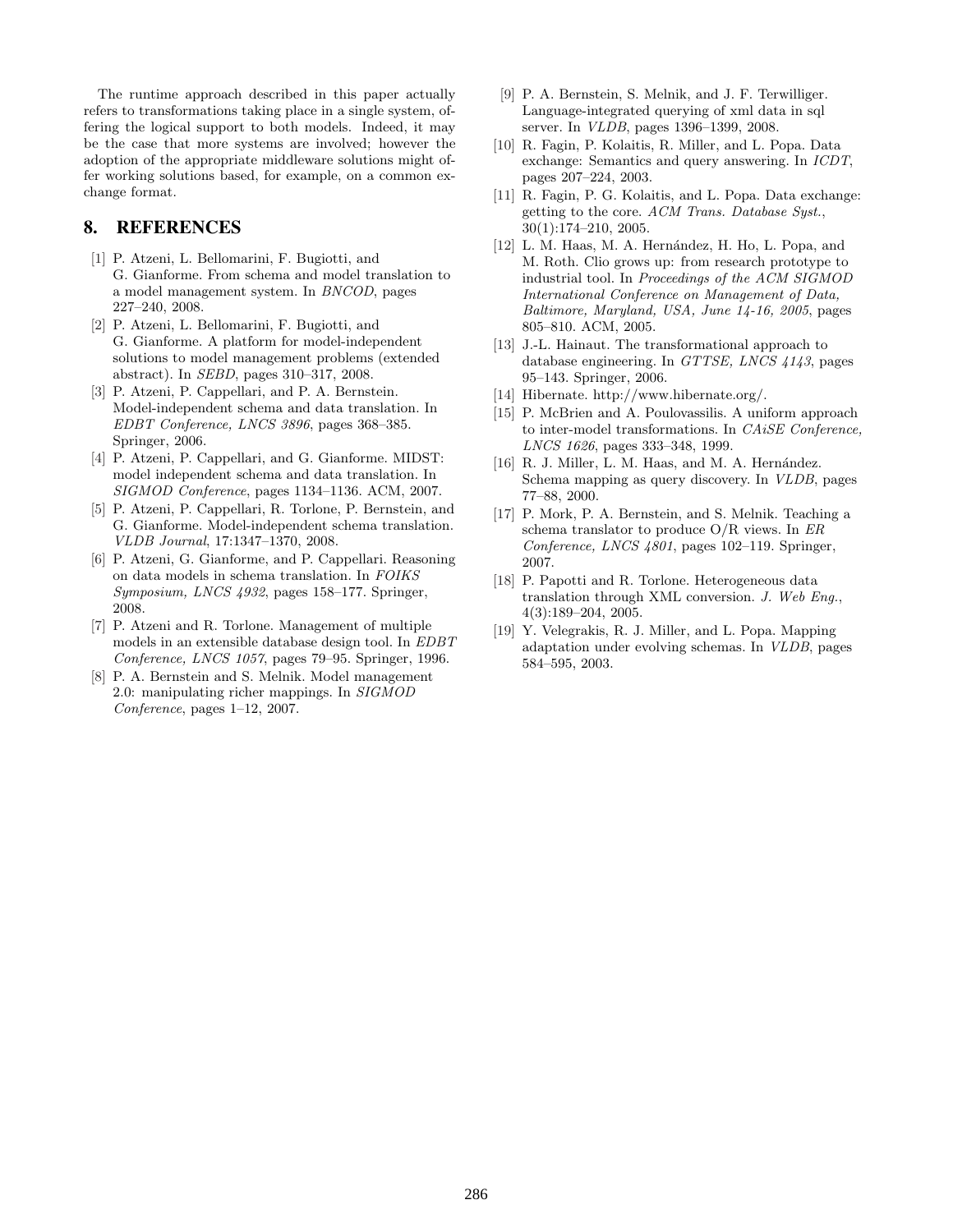The runtime approach described in this paper actually refers to transformations taking place in a single system, offering the logical support to both models. Indeed, it may be the case that more systems are involved; however the adoption of the appropriate middleware solutions might offer working solutions based, for example, on a common exchange format.

## 8. REFERENCES

[1] P. Atzeni, L. Bellomarini, F. Bugiotti, and G. Gianforme. From schema and model translation to a model management system. In *BNCOD*, pages 227–240, 2008.

[2] P. Atzeni, L. Bellomarini, F. Bugiotti, and G. Gianforme. A platform for model-independent solutions to model management problems (extended abstract). In *SEBD*, pages 310–317, 2008.

[3] P. Atzeni, P. Cappellari, and P. A. Bernstein. Model-independent schema and data translation. In *EDBT Conference, LNCS 3896*, pages 368–385. Springer, 2006.

[4] P. Atzeni, P. Cappellari, and G. Gianforme. MIDST: model independent schema and data translation. In *SIGMOD Conference*, pages 1134–1136. ACM, 2007.

[5] P. Atzeni, P. Cappellari, R. Torlone, P. Bernstein, and G. Gianforme. Model-independent schema translation. *VLDB Journal*, 17:1347–1370, 2008.

[6] P. Atzeni, G. Gianforme, and P. Cappellari. Reasoning on data models in schema translation. In *FOIKS Symposium, LNCS 4932*, pages 158–177. Springer, 2008.

[7] P. Atzeni and R. Torlone. Management of multiple models in an extensible database design tool. In *EDBT Conference, LNCS 1057*, pages 79–95. Springer, 1996.

[8] P. A. Bernstein and S. Melnik. Model management 2.0: manipulating richer mappings. In *SIGMOD Conference*, pages 1–12, 2007.

[9] P. A. Bernstein, S. Melnik, and J. F. Terwilliger. Language-integrated querying of xml data in sql server. In *VLDB*, pages 1396–1399, 2008.

[10] R. Fagin, P. Kolaitis, R. Miller, and L. Popa. Data exchange: Semantics and query answering. In *ICDT*, pages 207–224, 2003.

[11] R. Fagin, P. G. Kolaitis, and L. Popa. Data exchange: getting to the core. *ACM Trans. Database Syst.*, 30(1):174–210, 2005.

[12] L. M. Haas, M. A. Hernández, H. Ho, L. Popa, and M. Roth. Clio grows up: from research prototype to industrial tool. In *Proceedings of the ACM SIGMOD International Conference on Management of Data, Baltimore, Maryland, USA, June 14-16, 2005*, pages 805–810. ACM, 2005.

[13] J.-L. Hainaut. The transformational approach to database engineering. In *GTTSE, LNCS 4143*, pages 95–143. Springer, 2006.

[14] Hibernate. http://www.hibernate.org/.

[15] P. McBrien and A. Poulovassilis. A uniform approach to inter-model transformations. In *CAiSE Conference, LNCS 1626*, pages 333–348, 1999.

[16] R. J. Miller, L. M. Haas, and M. A. Hernández. Schema mapping as query discovery. In *VLDB*, pages 77–88, 2000.

[17] P. Mork, P. A. Bernstein, and S. Melnik. Teaching a schema translator to produce O/R views. In *ER Conference, LNCS 4801*, pages 102–119. Springer, 2007.

[18] P. Papotti and R. Torlone. Heterogeneous data translation through XML conversion. *J. Web Eng.*, 4(3):189–204, 2005.

[19] Y. Velegrakis, R. J. Miller, and L. Popa. Mapping adaptation under evolving schemas. In *VLDB*, pages 584–595, 2003.